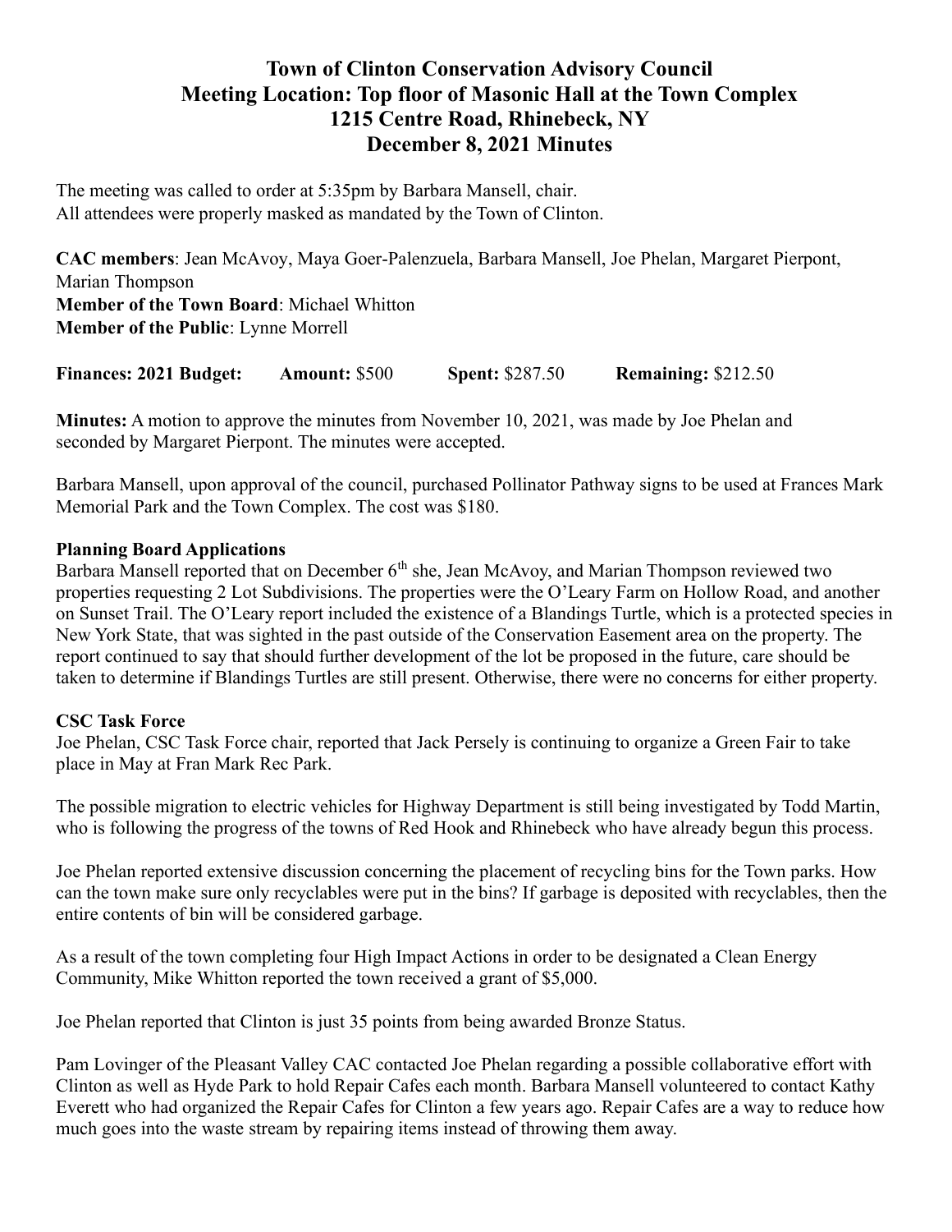# Town of Clinton Conservation Advisory Council
## Meeting Location: Top floor of Masonic Hall at the Town Complex
## 1215 Centre Road, Rhinebeck, NY
## December 8, 2021 Minutes

The meeting was called to order at 5:35pm by Barbara Mansell, chair.
All attendees were properly masked as mandated by the Town of Clinton.

**CAC members**: Jean McAvoy, Maya Goer-Palenzuela, Barbara Mansell, Joe Phelan, Margaret Pierpont, Marian Thompson
**Member of the Town Board**: Michael Whitton
**Member of the Public**: Lynne Morrell

**Finances: 2021 Budget:** **Amount:** $500 **Spent:** $287.50 **Remaining:** $212.50

**Minutes:** A motion to approve the minutes from November 10, 2021, was made by Joe Phelan and seconded by Margaret Pierpont. The minutes were accepted.

Barbara Mansell, upon approval of the council, purchased Pollinator Pathway signs to be used at Frances Mark Memorial Park and the Town Complex. The cost was $180.

**Planning Board Applications**
Barbara Mansell reported that on December 6th she, Jean McAvoy, and Marian Thompson reviewed two properties requesting 2 Lot Subdivisions. The properties were the O'Leary Farm on Hollow Road, and another on Sunset Trail. The O'Leary report included the existence of a Blandings Turtle, which is a protected species in New York State, that was sighted in the past outside of the Conservation Easement area on the property. The report continued to say that should further development of the lot be proposed in the future, care should be taken to determine if Blandings Turtles are still present. Otherwise, there were no concerns for either property.

**CSC Task Force**
Joe Phelan, CSC Task Force chair, reported that Jack Persely is continuing to organize a Green Fair to take place in May at Fran Mark Rec Park.

The possible migration to electric vehicles for Highway Department is still being investigated by Todd Martin, who is following the progress of the towns of Red Hook and Rhinebeck who have already begun this process.

Joe Phelan reported extensive discussion concerning the placement of recycling bins for the Town parks. How can the town make sure only recyclables were put in the bins? If garbage is deposited with recyclables, then the entire contents of bin will be considered garbage.

As a result of the town completing four High Impact Actions in order to be designated a Clean Energy Community, Mike Whitton reported the town received a grant of $5,000.

Joe Phelan reported that Clinton is just 35 points from being awarded Bronze Status.

Pam Lovinger of the Pleasant Valley CAC contacted Joe Phelan regarding a possible collaborative effort with Clinton as well as Hyde Park to hold Repair Cafes each month. Barbara Mansell volunteered to contact Kathy Everett who had organized the Repair Cafes for Clinton a few years ago. Repair Cafes are a way to reduce how much goes into the waste stream by repairing items instead of throwing them away.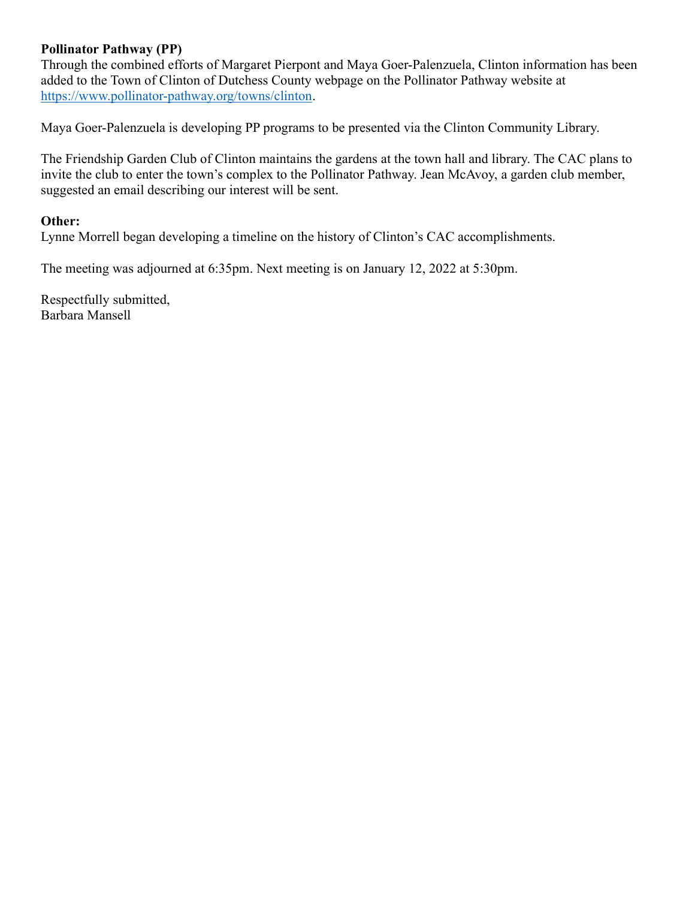**Pollinator Pathway (PP)**
Through the combined efforts of Margaret Pierpont and Maya Goer-Palenzuela, Clinton information has been added to the Town of Clinton of Dutchess County webpage on the Pollinator Pathway website at https://www.pollinator-pathway.org/towns/clinton.

Maya Goer-Palenzuela is developing PP programs to be presented via the Clinton Community Library.

The Friendship Garden Club of Clinton maintains the gardens at the town hall and library. The CAC plans to invite the club to enter the town's complex to the Pollinator Pathway. Jean McAvoy, a garden club member, suggested an email describing our interest will be sent.

**Other:**
Lynne Morrell began developing a timeline on the history of Clinton's CAC accomplishments.

The meeting was adjourned at 6:35pm. Next meeting is on January 12, 2022 at 5:30pm.

Respectfully submitted,
Barbara Mansell